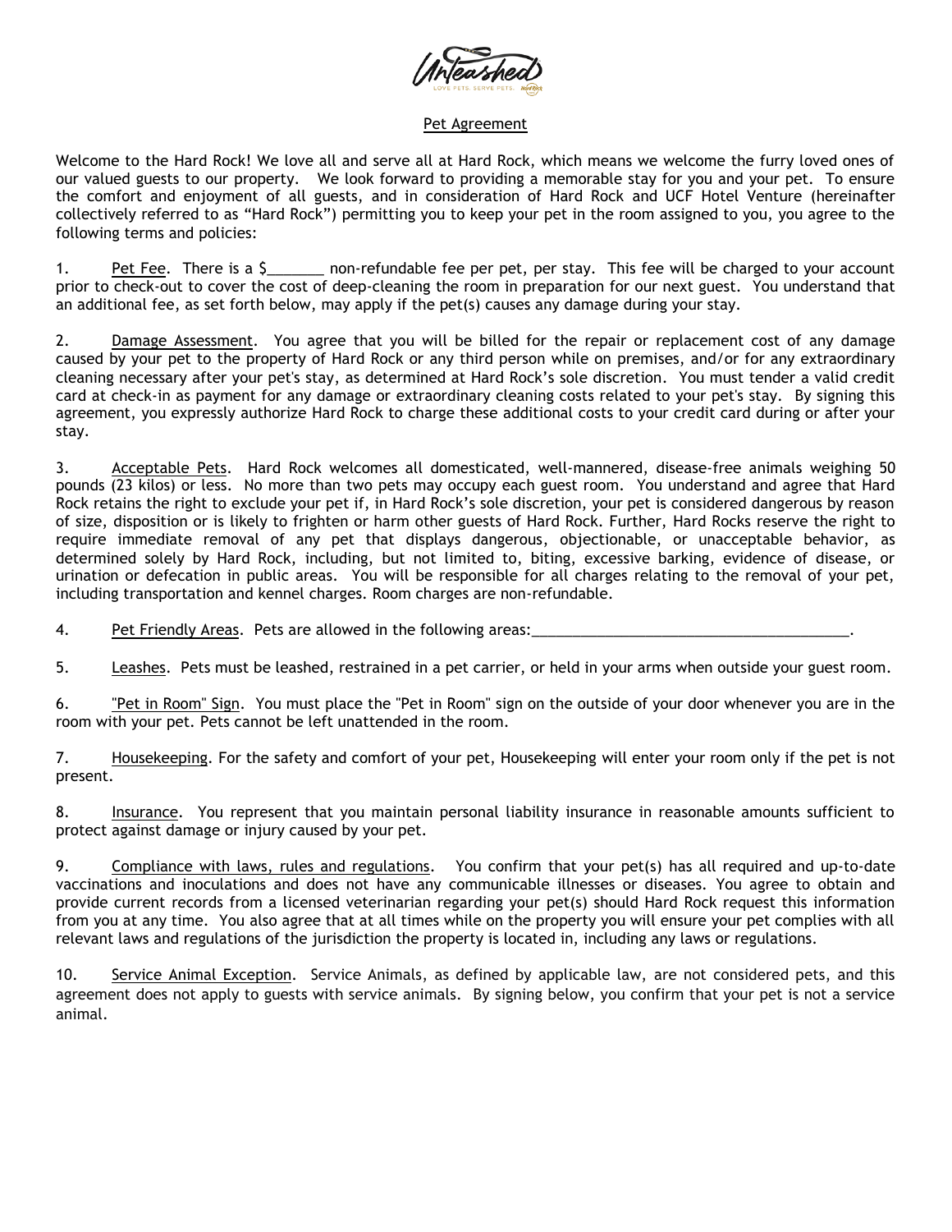Unleashed

LOVE PETS. SERVE PETS.

## Pet Agreement

Welcome to the Hard Rock! We love all and serve all at Hard Rock, which means we welcome the furry loved ones of our valued guests to our property. We look forward to providing a memorable stay for you and your pet. To ensure the comfort and enjoyment of all guests, and in consideration of Hard Rock and UCF Hotel Venture (hereinafter collectively referred to as "Hard Rock") permitting you to keep your pet in the room assigned to you, you agree to the following terms and policies:

1. Pet Fee. There is a $_______ non-refundable fee per pet, per stay. This fee will be charged to your account prior to check-out to cover the cost of deep-cleaning the room in preparation for our next guest. You understand that an additional fee, as set forth below, may apply if the pet(s) causes any damage during your stay.

2. Damage Assessment. You agree that you will be billed for the repair or replacement cost of any damage caused by your pet to the property of Hard Rock or any third person while on premises, and/or for any extraordinary cleaning necessary after your pet's stay, as determined at Hard Rock's sole discretion. You must tender a valid credit card at check-in as payment for any damage or extraordinary cleaning costs related to your pet's stay. By signing this agreement, you expressly authorize Hard Rock to charge these additional costs to your credit card during or after your stay.

3. Acceptable Pets. Hard Rock welcomes all domesticated, well-mannered, disease-free animals weighing 50 pounds (23 kilos) or less. No more than two pets may occupy each guest room. You understand and agree that Hard Rock retains the right to exclude your pet if, in Hard Rock's sole discretion, your pet is considered dangerous by reason of size, disposition or is likely to frighten or harm other guests of Hard Rock. Further, Hard Rocks reserve the right to require immediate removal of any pet that displays dangerous, objectionable, or unacceptable behavior, as determined solely by Hard Rock, including, but not limited to, biting, excessive barking, evidence of disease, or urination or defecation in public areas. You will be responsible for all charges relating to the removal of your pet, including transportation and kennel charges. Room charges are non-refundable.

4. Pet Friendly Areas. Pets are allowed in the following areas:_______________________________________.

5. Leashes. Pets must be leashed, restrained in a pet carrier, or held in your arms when outside your guest room.

6. "Pet in Room" Sign. You must place the "Pet in Room" sign on the outside of your door whenever you are in the room with your pet. Pets cannot be left unattended in the room.

7. Housekeeping. For the safety and comfort of your pet, Housekeeping will enter your room only if the pet is not present.

8. Insurance. You represent that you maintain personal liability insurance in reasonable amounts sufficient to protect against damage or injury caused by your pet.

9. Compliance with laws, rules and regulations. You confirm that your pet(s) has all required and up-to-date vaccinations and inoculations and does not have any communicable illnesses or diseases. You agree to obtain and provide current records from a licensed veterinarian regarding your pet(s) should Hard Rock request this information from you at any time. You also agree that at all times while on the property you will ensure your pet complies with all relevant laws and regulations of the jurisdiction the property is located in, including any laws or regulations.

10. Service Animal Exception. Service Animals, as defined by applicable law, are not considered pets, and this agreement does not apply to guests with service animals. By signing below, you confirm that your pet is not a service animal.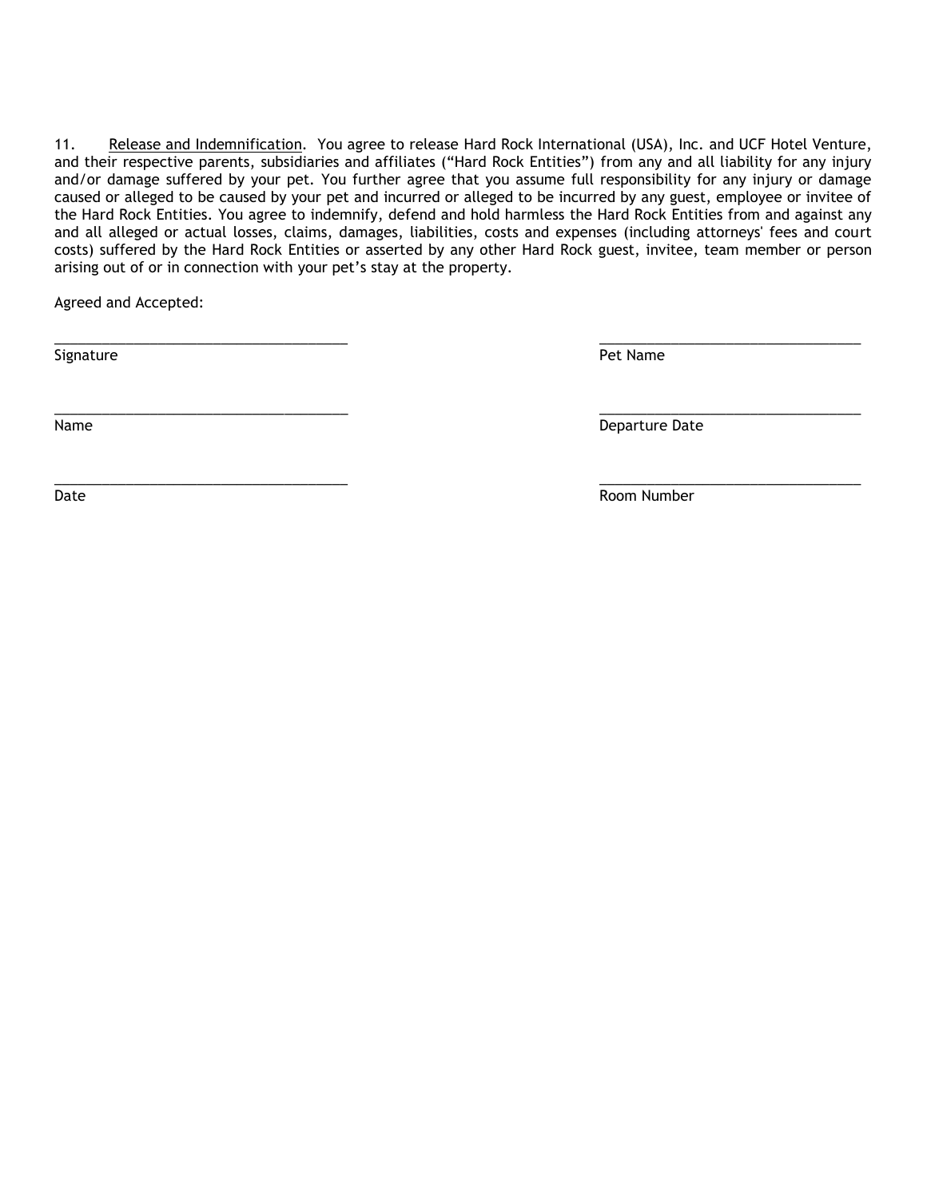11. <u>Release and Indemnification</u>. You agree to release Hard Rock International (USA), Inc. and UCF Hotel Venture, and their respective parents, subsidiaries and affiliates ("Hard Rock Entities") from any and all liability for any injury and/or damage suffered by your pet. You further agree that you assume full responsibility for any injury or damage caused or alleged to be caused by your pet and incurred or alleged to be incurred by any guest, employee or invitee of the Hard Rock Entities. You agree to indemnify, defend and hold harmless the Hard Rock Entities from and against any and all alleged or actual losses, claims, damages, liabilities, costs and expenses (including attorneys' fees and court costs) suffered by the Hard Rock Entities or asserted by any other Hard Rock guest, invitee, team member or person arising out of or in connection with your pet's stay at the property.

Agreed and Accepted:

_____________________________________ Signature

_____________________________________ Pet Name

_____________________________________ Name

_____________________________________ Departure Date

_____________________________________ Date

_____________________________________ Room Number